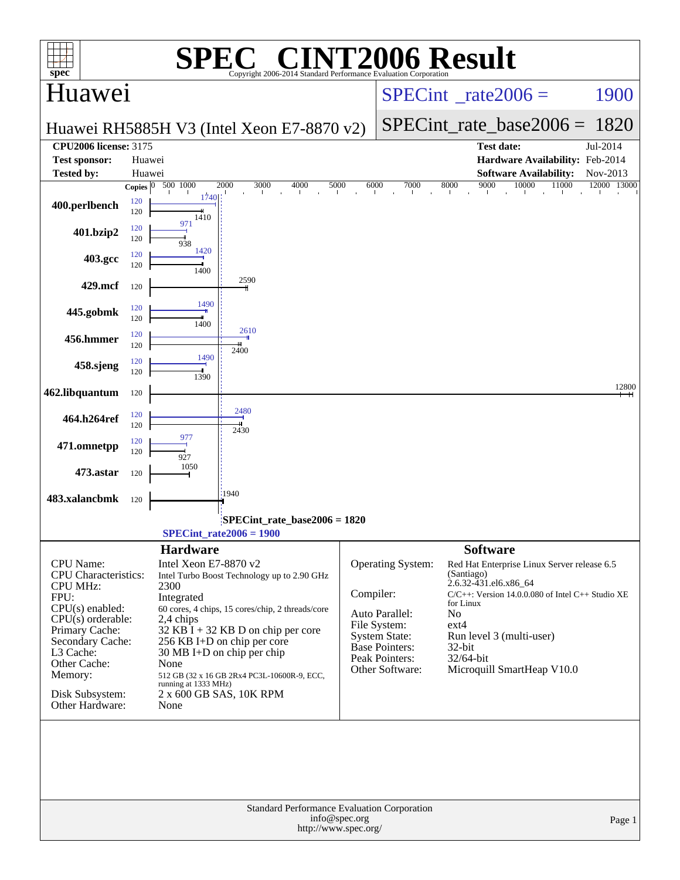# SPEC® CINT2006 Result

Copyright 2006-2014 Standard Performance Evaluation Corporation

## Huawei

**Huawei RH5885H V3 (Intel Xeon E7-8870 v2)**

SPECint_rate2006 = 1900

SPECint_rate_base2006 = 1820

| | | | |
|---|---|---|---|
| **CPU2006 license:** 3175 | | **Test date:** | Jul-2014 |
| **Test sponsor:** | Huawei | **Hardware Availability:** | Feb-2014 |
| **Tested by:** | Huawei | **Software Availability:** | Nov-2013 |

| Benchmark | Copies (peak) | Peak | Copies (base) | Base |
|---|---|---|---|---|
| 400.perlbench | 120 | 1740 | 120 | 1410 |
| 401.bzip2 | 120 | 971 | 120 | 938 |
| 403.gcc | 120 | 1420 | 120 | 1400 |
| 429.mcf | | | 120 | 2590 |
| 445.gobmk | 120 | 1490 | 120 | 1400 |
| 456.hmmer | 120 | 2610 | 120 | 2400 |
| 458.sjeng | 120 | 1490 | 120 | 1390 |
| 462.libquantum | | | 120 | 12800 |
| 464.h264ref | 120 | 2480 | 120 | 2430 |
| 471.omnetpp | 120 | 977 | 120 | 927 |
| 473.astar | | | 120 | 1050 |
| 483.xalancbmk | | | 120 | 1940 |

SPECint_rate_base2006 = 1820

SPECint_rate2006 = 1900

## Hardware

| | |
|---|---|
| CPU Name: | Intel Xeon E7-8870 v2 |
| CPU Characteristics: | Intel Turbo Boost Technology up to 2.90 GHz |
| CPU MHz: | 2300 |
| FPU: | Integrated |
| CPU(s) enabled: | 60 cores, 4 chips, 15 cores/chip, 2 threads/core |
| CPU(s) orderable: | 2,4 chips |
| Primary Cache: | 32 KB I + 32 KB D on chip per core |
| Secondary Cache: | 256 KB I+D on chip per core |
| L3 Cache: | 30 MB I+D on chip per chip |
| Other Cache: | None |
| Memory: | 512 GB (32 x 16 GB 2Rx4 PC3L-10600R-9, ECC, running at 1333 MHz) |
| Disk Subsystem: | 2 x 600 GB SAS, 10K RPM |
| Other Hardware: | None |

## Software

| | |
|---|---|
| Operating System: | Red Hat Enterprise Linux Server release 6.5 (Santiago) 2.6.32-431.el6.x86_64 |
| Compiler: | C/C++: Version 14.0.0.080 of Intel C++ Studio XE for Linux |
| Auto Parallel: | No |
| File System: | ext4 |
| System State: | Run level 3 (multi-user) |
| Base Pointers: | 32-bit |
| Peak Pointers: | 32/64-bit |
| Other Software: | Microquill SmartHeap V10.0 |

Standard Performance Evaluation Corporation
info@spec.org
http://www.spec.org/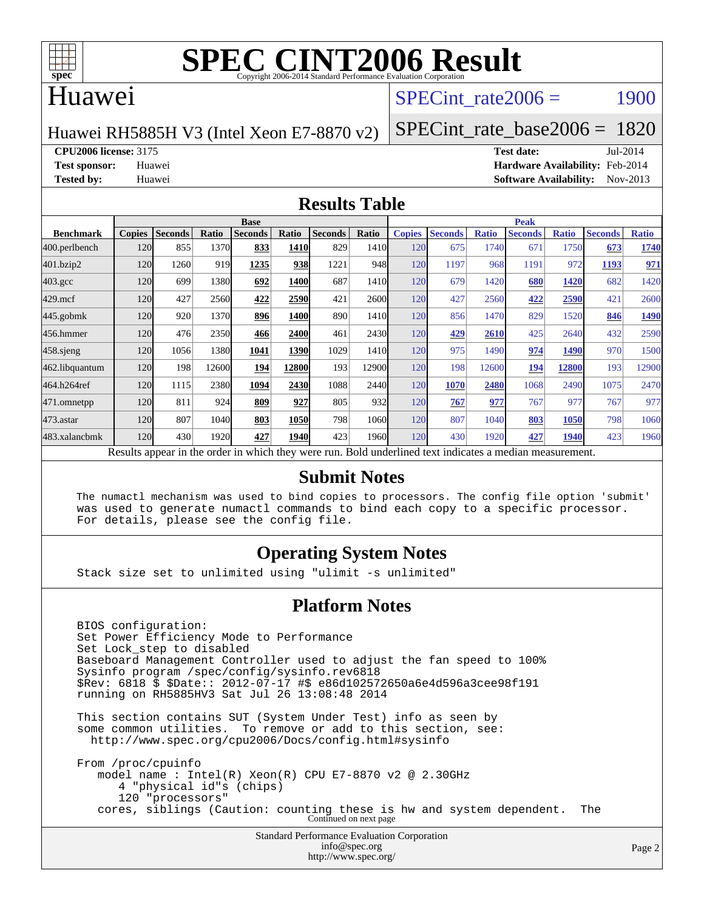# SPEC CINT2006 Result

Copyright 2006-2014 Standard Performance Evaluation Corporation

## Huawei

Huawei RH5885H V3 (Intel Xeon E7-8870 v2)

SPECint_rate2006 = 1900

SPECint_rate_base2006 = 1820

**CPU2006 license:** 3175

**Test sponsor:** Huawei

**Tested by:** Huawei

**Test date:** Jul-2014

**Hardware Availability:** Feb-2014

**Software Availability:** Nov-2013

## Results Table

| Benchmark | Base | | | | | | | Peak | | | | | | |
|---|---|---|---|---|---|---|---|---|---|---|---|---|---|---|
| | Copies | Seconds | Ratio | Seconds | Ratio | Seconds | Ratio | Copies | Seconds | Ratio | Seconds | Ratio | Seconds | Ratio |
| 400.perlbench | 120 | 855 | 1370 | **833** | **1410** | 829 | 1410 | 120 | 675 | 1740 | 671 | 1750 | **673** | **1740** |
| 401.bzip2 | 120 | 1260 | 919 | **1235** | **938** | 1221 | 948 | 120 | 1197 | 968 | 1191 | 972 | **1193** | **971** |
| 403.gcc | 120 | 699 | 1380 | **692** | **1400** | 687 | 1410 | 120 | 679 | 1420 | **680** | **1420** | 682 | 1420 |
| 429.mcf | 120 | 427 | 2560 | **422** | **2590** | 421 | 2600 | 120 | 427 | 2560 | **422** | **2590** | 421 | 2600 |
| 445.gobmk | 120 | 920 | 1370 | **896** | **1400** | 890 | 1410 | 120 | 856 | 1470 | 829 | 1520 | **846** | **1490** |
| 456.hmmer | 120 | 476 | 2350 | **466** | **2400** | 461 | 2430 | 120 | **429** | **2610** | 425 | 2640 | 432 | 2590 |
| 458.sjeng | 120 | 1056 | 1380 | **1041** | **1390** | 1029 | 1410 | 120 | 975 | 1490 | **974** | **1490** | 970 | 1500 |
| 462.libquantum | 120 | 198 | 12600 | **194** | **12800** | 193 | 12900 | 120 | 198 | 12600 | **194** | **12800** | 193 | 12900 |
| 464.h264ref | 120 | 1115 | 2380 | **1094** | **2430** | 1088 | 2440 | 120 | **1070** | **2480** | 1068 | 2490 | 1075 | 2470 |
| 471.omnetpp | 120 | 811 | 924 | **809** | **927** | 805 | 932 | 120 | **767** | **977** | 767 | 977 | 767 | 977 |
| 473.astar | 120 | 807 | 1040 | **803** | **1050** | 798 | 1060 | 120 | 807 | 1040 | **803** | **1050** | 798 | 1060 |
| 483.xalancbmk | 120 | 430 | 1920 | **427** | **1940** | 423 | 1960 | 120 | 430 | 1920 | **427** | **1940** | 423 | 1960 |

Results appear in the order in which they were run. Bold underlined text indicates a median measurement.

## Submit Notes

```
The numactl mechanism was used to bind copies to processors. The config file option 'submit'
was used to generate numactl commands to bind each copy to a specific processor.
For details, please see the config file.
```

## Operating System Notes

```
Stack size set to unlimited using "ulimit -s unlimited"
```

## Platform Notes

```
BIOS configuration:
Set Power Efficiency Mode to Performance
Set Lock_step to disabled
Baseboard Management Controller used to adjust the fan speed to 100%
Sysinfo program /spec/config/sysinfo.rev6818
$Rev: 6818 $ $Date:: 2012-07-17 #$ e86d102572650a6e4d596a3cee98f191
running on RH5885HV3 Sat Jul 26 13:08:48 2014

This section contains SUT (System Under Test) info as seen by
some common utilities.  To remove or add to this section, see:
  http://www.spec.org/cpu2006/Docs/config.html#sysinfo

From /proc/cpuinfo
   model name : Intel(R) Xeon(R) CPU E7-8870 v2 @ 2.30GHz
      4 "physical id"s (chips)
      120 "processors"
   cores, siblings (Caution: counting these is hw and system dependent.  The
```

Continued on next page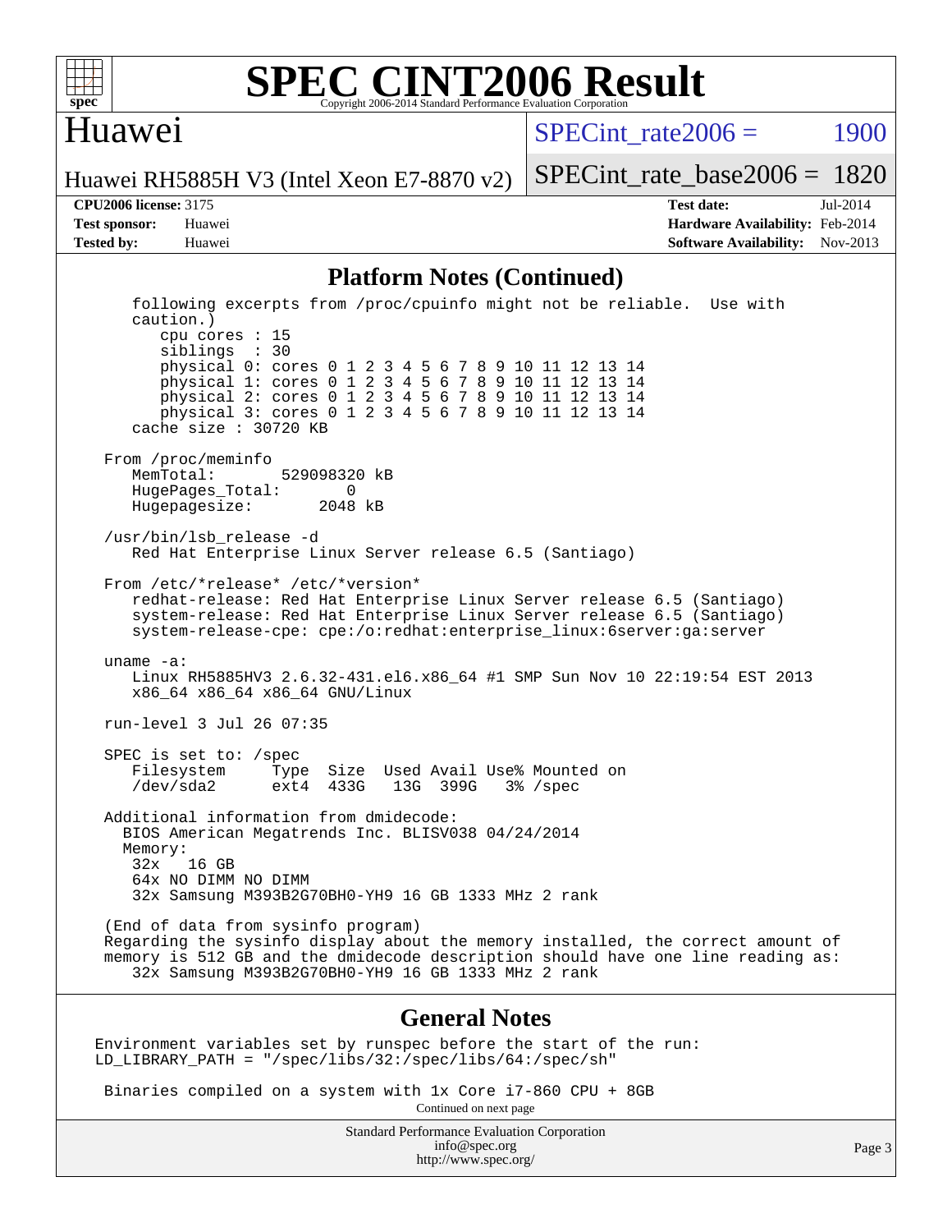# SPEC CINT2006 Result

## Huawei

Huawei RH5885H V3 (Intel Xeon E7-8870 v2)

SPECint_rate2006 = 1900

SPECint_rate_base2006 = 1820

| | | | |
|---|---|---|---|
| **CPU2006 license:** | 3175 | **Test date:** | Jul-2014 |
| **Test sponsor:** | Huawei | **Hardware Availability:** | Feb-2014 |
| **Tested by:** | Huawei | **Software Availability:** | Nov-2013 |

## Platform Notes (Continued)

```
    following excerpts from /proc/cpuinfo might not be reliable.  Use with
    caution.)
       cpu cores : 15
       siblings  : 30
       physical 0: cores 0 1 2 3 4 5 6 7 8 9 10 11 12 13 14
       physical 1: cores 0 1 2 3 4 5 6 7 8 9 10 11 12 13 14
       physical 2: cores 0 1 2 3 4 5 6 7 8 9 10 11 12 13 14
       physical 3: cores 0 1 2 3 4 5 6 7 8 9 10 11 12 13 14
    cache size : 30720 KB

 From /proc/meminfo
    MemTotal:       529098320 kB
    HugePages_Total:       0
    Hugepagesize:       2048 kB

 /usr/bin/lsb_release -d
    Red Hat Enterprise Linux Server release 6.5 (Santiago)

 From /etc/*release* /etc/*version*
    redhat-release: Red Hat Enterprise Linux Server release 6.5 (Santiago)
    system-release: Red Hat Enterprise Linux Server release 6.5 (Santiago)
    system-release-cpe: cpe:/o:redhat:enterprise_linux:6server:ga:server

 uname -a:
    Linux RH5885HV3 2.6.32-431.el6.x86_64 #1 SMP Sun Nov 10 22:19:54 EST 2013
    x86_64 x86_64 x86_64 GNU/Linux

 run-level 3 Jul 26 07:35

 SPEC is set to: /spec
    Filesystem     Type  Size  Used Avail Use% Mounted on
    /dev/sda2      ext4  433G   13G  399G   3% /spec

 Additional information from dmidecode:
   BIOS American Megatrends Inc. BLISV038 04/24/2014
   Memory:
    32x   16 GB
    64x NO DIMM NO DIMM
    32x Samsung M393B2G70BH0-YH9 16 GB 1333 MHz 2 rank

 (End of data from sysinfo program)
 Regarding the sysinfo display about the memory installed, the correct amount of
 memory is 512 GB and the dmidecode description should have one line reading as:
    32x Samsung M393B2G70BH0-YH9 16 GB 1333 MHz 2 rank
```

## General Notes

```
Environment variables set by runspec before the start of the run:
LD_LIBRARY_PATH = "/spec/libs/32:/spec/libs/64:/spec/sh"

 Binaries compiled on a system with 1x Core i7-860 CPU + 8GB
```

Continued on next page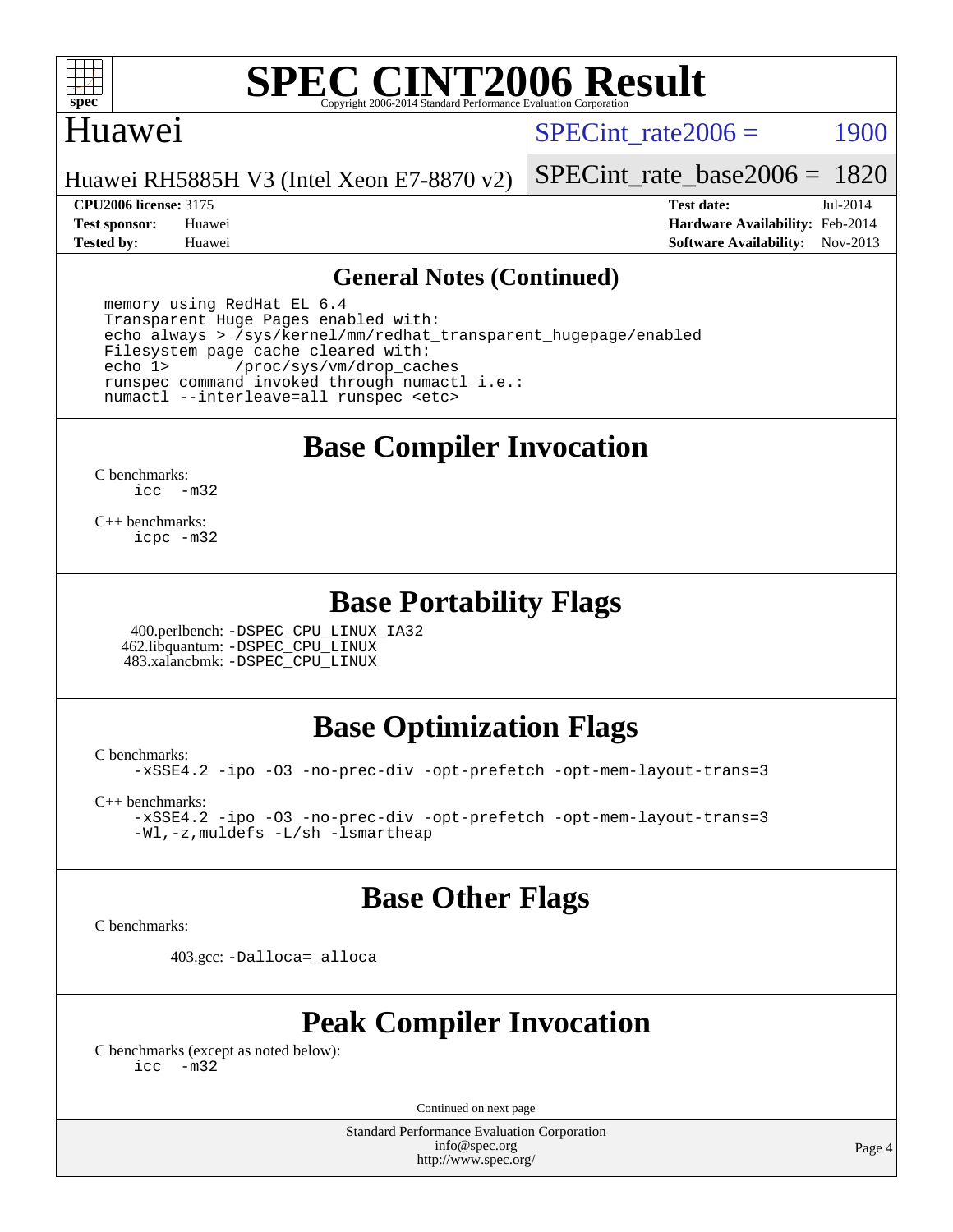# SPEC CINT2006 Result

Copyright 2006-2014 Standard Performance Evaluation Corporation

## Huawei

Huawei RH5885H V3 (Intel Xeon E7-8870 v2)

SPECint_rate2006 = 1900

SPECint_rate_base2006 = 1820

**CPU2006 license:** 3175
**Test sponsor:** Huawei
**Tested by:** Huawei

**Test date:** Jul-2014
**Hardware Availability:** Feb-2014
**Software Availability:** Nov-2013

## General Notes (Continued)

```
memory using RedHat EL 6.4
Transparent Huge Pages enabled with:
echo always > /sys/kernel/mm/redhat_transparent_hugepage/enabled
Filesystem page cache cleared with:
echo 1>       /proc/sys/vm/drop_caches
runspec command invoked through numactl i.e.:
numactl --interleave=all runspec <etc>
```

## Base Compiler Invocation

C benchmarks:
`icc -m32`

C++ benchmarks:
`icpc -m32`

## Base Portability Flags

400.perlbench: `-DSPEC_CPU_LINUX_IA32`
462.libquantum: `-DSPEC_CPU_LINUX`
483.xalancbmk: `-DSPEC_CPU_LINUX`

## Base Optimization Flags

C benchmarks:
`-xSSE4.2 -ipo -O3 -no-prec-div -opt-prefetch -opt-mem-layout-trans=3`

C++ benchmarks:
`-xSSE4.2 -ipo -O3 -no-prec-div -opt-prefetch -opt-mem-layout-trans=3`
`-Wl,-z,muldefs -L/sh -lsmartheap`

## Base Other Flags

C benchmarks:

403.gcc: `-Dalloca=_alloca`

## Peak Compiler Invocation

C benchmarks (except as noted below):
`icc -m32`

Continued on next page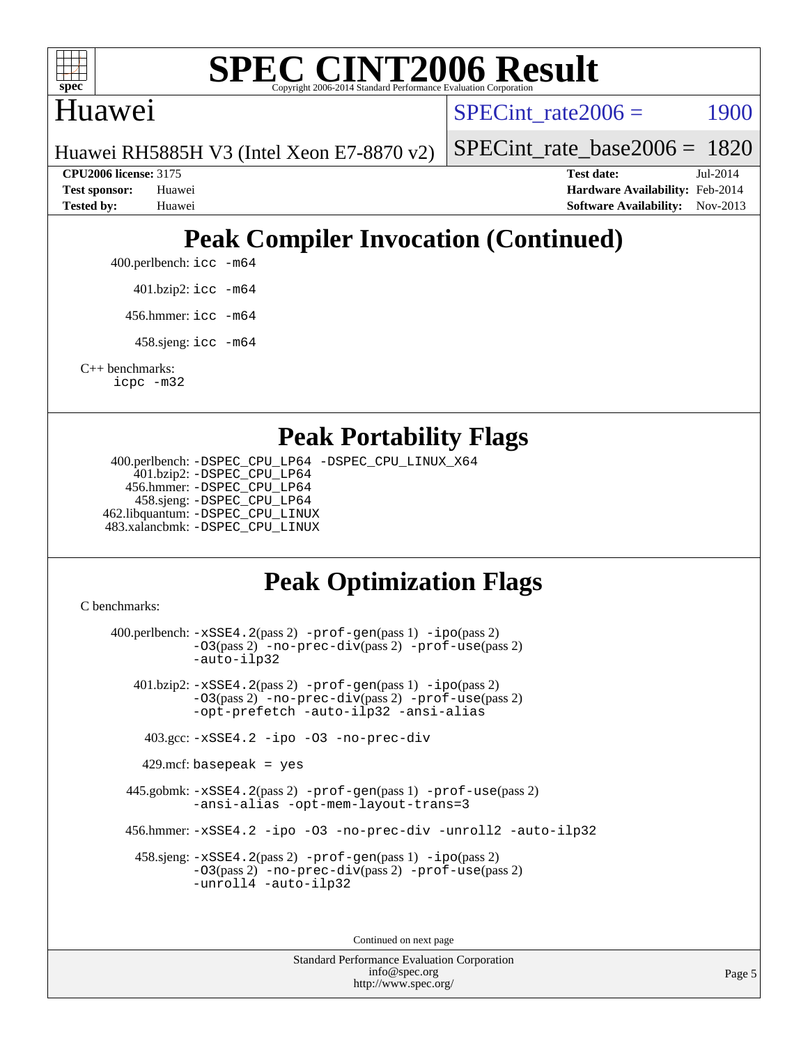# Peak Compiler Invocation (Continued)

400.perlbench: `icc -m64`

401.bzip2: `icc -m64`

456.hmmer: `icc -m64`

458.sjeng: `icc -m64`

C++ benchmarks:
`icpc -m32`

# Peak Portability Flags

400.perlbench: `-DSPEC_CPU_LP64 -DSPEC_CPU_LINUX_X64`
401.bzip2: `-DSPEC_CPU_LP64`
456.hmmer: `-DSPEC_CPU_LP64`
458.sjeng: `-DSPEC_CPU_LP64`
462.libquantum: `-DSPEC_CPU_LINUX`
483.xalancbmk: `-DSPEC_CPU_LINUX`

# Peak Optimization Flags

C benchmarks:

400.perlbench: `-xSSE4.2`(pass 2) `-prof-gen`(pass 1) `-ipo`(pass 2) `-O3`(pass 2) `-no-prec-div`(pass 2) `-prof-use`(pass 2) `-auto-ilp32`

401.bzip2: `-xSSE4.2`(pass 2) `-prof-gen`(pass 1) `-ipo`(pass 2) `-O3`(pass 2) `-no-prec-div`(pass 2) `-prof-use`(pass 2) `-opt-prefetch -auto-ilp32 -ansi-alias`

403.gcc: `-xSSE4.2 -ipo -O3 -no-prec-div`

429.mcf: `basepeak = yes`

445.gobmk: `-xSSE4.2`(pass 2) `-prof-gen`(pass 1) `-prof-use`(pass 2) `-ansi-alias -opt-mem-layout-trans=3`

456.hmmer: `-xSSE4.2 -ipo -O3 -no-prec-div -unroll2 -auto-ilp32`

458.sjeng: `-xSSE4.2`(pass 2) `-prof-gen`(pass 1) `-ipo`(pass 2) `-O3`(pass 2) `-no-prec-div`(pass 2) `-prof-use`(pass 2) `-unroll4 -auto-ilp32`

Continued on next page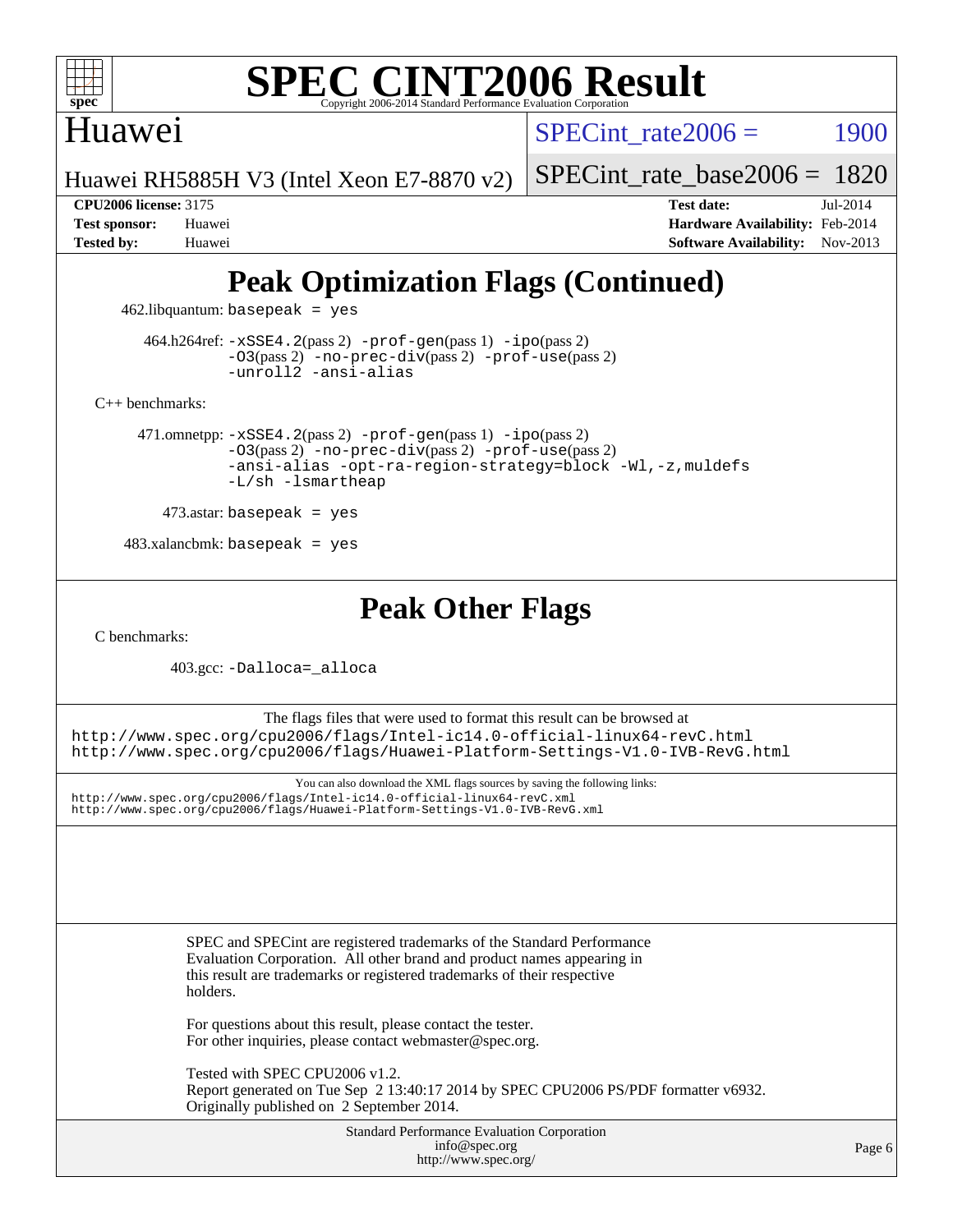# SPEC CINT2006 Result

Copyright 2006-2014 Standard Performance Evaluation Corporation

Huawei

Huawei RH5885H V3 (Intel Xeon E7-8870 v2)

SPECint_rate2006 = 1900

SPECint_rate_base2006 = 1820

**CPU2006 license:** 3175
**Test sponsor:** Huawei
**Tested by:** Huawei

**Test date:** Jul-2014
**Hardware Availability:** Feb-2014
**Software Availability:** Nov-2013

## Peak Optimization Flags (Continued)

462.libquantum: basepeak = yes

464.h264ref: -xSSE4.2(pass 2) -prof-gen(pass 1) -ipo(pass 2) -O3(pass 2) -no-prec-div(pass 2) -prof-use(pass 2) -unroll2 -ansi-alias

C++ benchmarks:

471.omnetpp: -xSSE4.2(pass 2) -prof-gen(pass 1) -ipo(pass 2) -O3(pass 2) -no-prec-div(pass 2) -prof-use(pass 2) -ansi-alias -opt-ra-region-strategy=block -Wl,-z,muldefs -L/sh -lsmartheap

473.astar: basepeak = yes

483.xalancbmk: basepeak = yes

## Peak Other Flags

C benchmarks:

403.gcc: -Dalloca=_alloca

The flags files that were used to format this result can be browsed at
http://www.spec.org/cpu2006/flags/Intel-ic14.0-official-linux64-revC.html
http://www.spec.org/cpu2006/flags/Huawei-Platform-Settings-V1.0-IVB-RevG.html

You can also download the XML flags sources by saving the following links:
http://www.spec.org/cpu2006/flags/Intel-ic14.0-official-linux64-revC.xml
http://www.spec.org/cpu2006/flags/Huawei-Platform-Settings-V1.0-IVB-RevG.xml

SPEC and SPECint are registered trademarks of the Standard Performance Evaluation Corporation. All other brand and product names appearing in this result are trademarks or registered trademarks of their respective holders.

For questions about this result, please contact the tester.
For other inquiries, please contact webmaster@spec.org.

Tested with SPEC CPU2006 v1.2.
Report generated on Tue Sep 2 13:40:17 2014 by SPEC CPU2006 PS/PDF formatter v6932.
Originally published on 2 September 2014.

Standard Performance Evaluation Corporation
info@spec.org
http://www.spec.org/